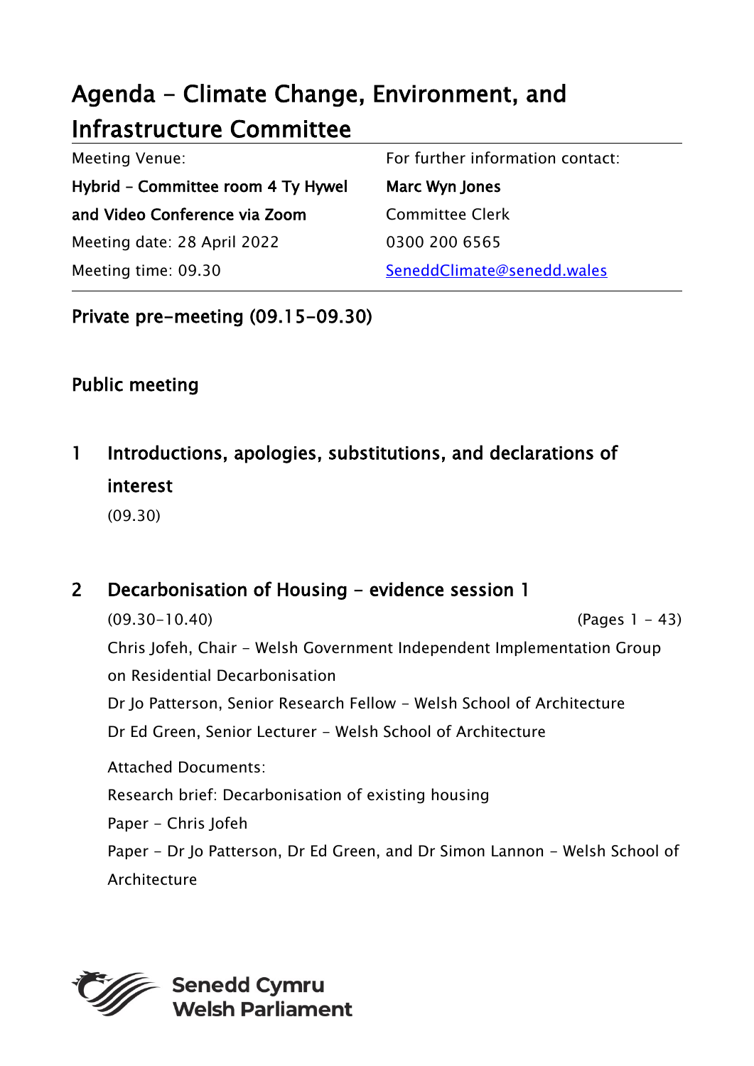# Agenda - Climate Change, Environment, and Infrastructure Committee

| Meeting Venue: | For further information contact: |
| --- | --- |
| **Hybrid – Committee room 4 Ty Hywel and Video Conference via Zoom** | **Marc Wyn Jones** |
| | Committee Clerk |
| Meeting date: 28 April 2022 | 0300 200 6565 |
| Meeting time: 09.30 | SeneddClimate@senedd.wales |

## Private pre-meeting (09.15-09.30)

## Public meeting

## 1 Introductions, apologies, substitutions, and declarations of interest

(09.30)

## 2 Decarbonisation of Housing - evidence session 1

(09.30-10.40) (Pages 1 - 43)

Chris Jofeh, Chair - Welsh Government Independent Implementation Group on Residential Decarbonisation

Dr Jo Patterson, Senior Research Fellow - Welsh School of Architecture

Dr Ed Green, Senior Lecturer - Welsh School of Architecture

Attached Documents:

Research brief: Decarbonisation of existing housing

Paper - Chris Jofeh

Paper - Dr Jo Patterson, Dr Ed Green, and Dr Simon Lannon - Welsh School of Architecture

Senedd Cymru
Welsh Parliament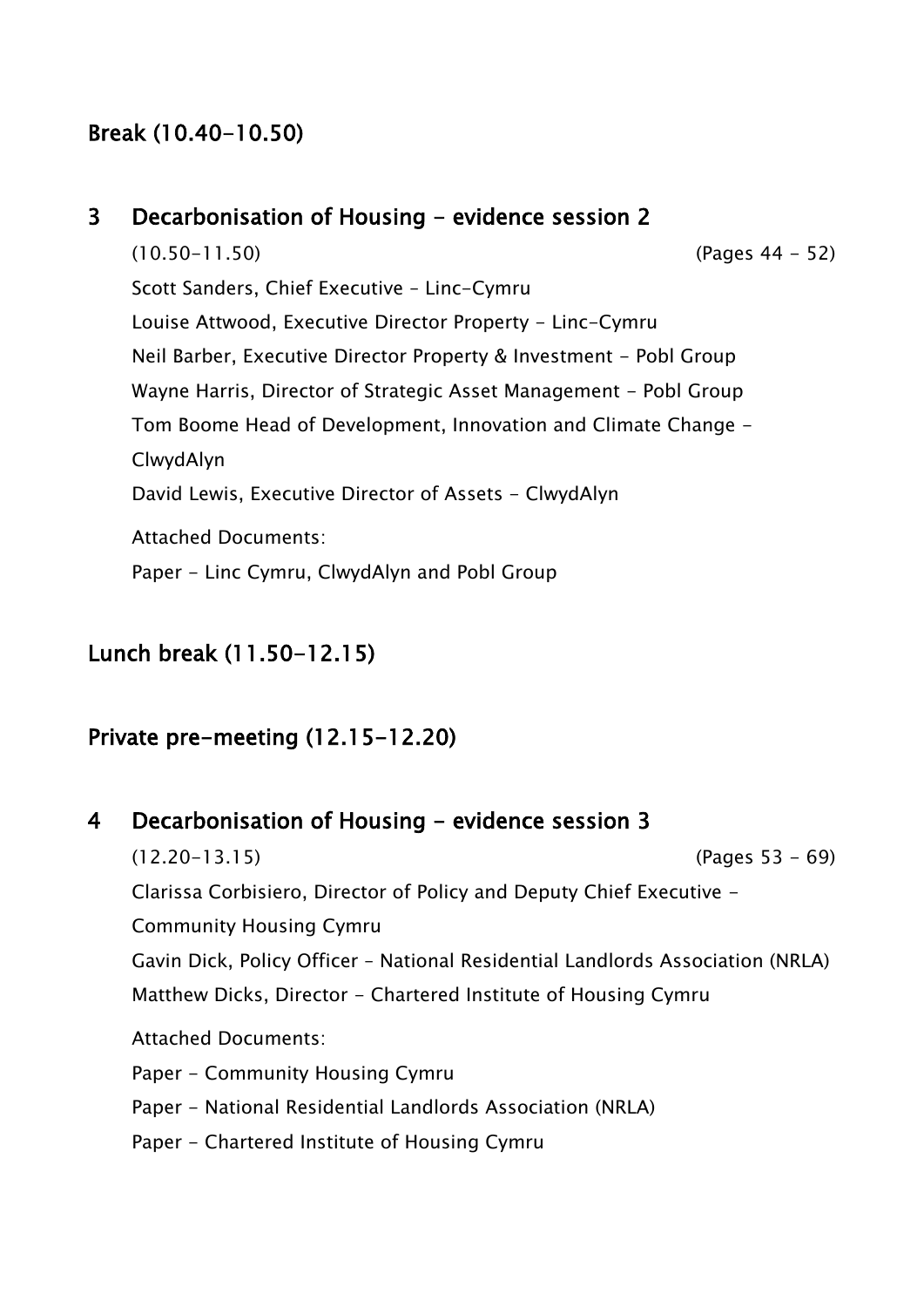## Break (10.40-10.50)

## 3 Decarbonisation of Housing - evidence session 2

(10.50-11.50) (Pages 44 - 52)

Scott Sanders, Chief Executive – Linc-Cymru

Louise Attwood, Executive Director Property - Linc-Cymru

Neil Barber, Executive Director Property & Investment - Pobl Group

Wayne Harris, Director of Strategic Asset Management - Pobl Group

Tom Boome Head of Development, Innovation and Climate Change - ClwydAlyn

David Lewis, Executive Director of Assets - ClwydAlyn

Attached Documents:

Paper - Linc Cymru, ClwydAlyn and Pobl Group

## Lunch break (11.50-12.15)

## Private pre-meeting (12.15-12.20)

## 4 Decarbonisation of Housing - evidence session 3

(12.20-13.15) (Pages 53 - 69)

Clarissa Corbisiero, Director of Policy and Deputy Chief Executive - Community Housing Cymru

Gavin Dick, Policy Officer – National Residential Landlords Association (NRLA)

Matthew Dicks, Director - Chartered Institute of Housing Cymru

Attached Documents:

Paper - Community Housing Cymru

Paper - National Residential Landlords Association (NRLA)

Paper - Chartered Institute of Housing Cymru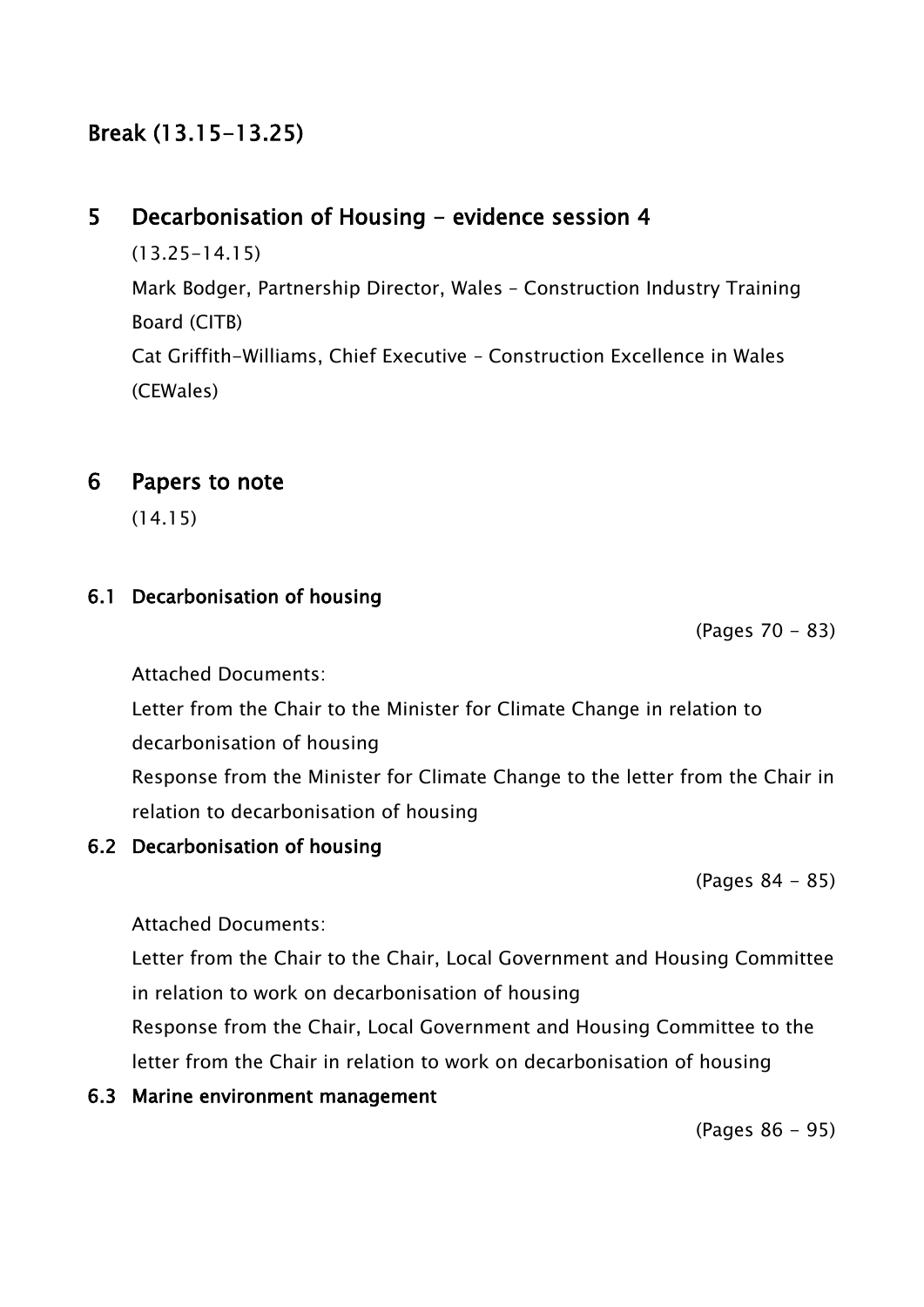## Break (13.15-13.25)

## 5 Decarbonisation of Housing - evidence session 4

(13.25-14.15)

Mark Bodger, Partnership Director, Wales – Construction Industry Training Board (CITB)

Cat Griffith-Williams, Chief Executive – Construction Excellence in Wales (CEWales)

## 6 Papers to note

(14.15)

### 6.1 Decarbonisation of housing

(Pages 70 - 83)

Attached Documents:

Letter from the Chair to the Minister for Climate Change in relation to decarbonisation of housing

Response from the Minister for Climate Change to the letter from the Chair in relation to decarbonisation of housing

### 6.2 Decarbonisation of housing

(Pages 84 - 85)

Attached Documents:

Letter from the Chair to the Chair, Local Government and Housing Committee in relation to work on decarbonisation of housing

Response from the Chair, Local Government and Housing Committee to the letter from the Chair in relation to work on decarbonisation of housing

### 6.3 Marine environment management

(Pages 86 - 95)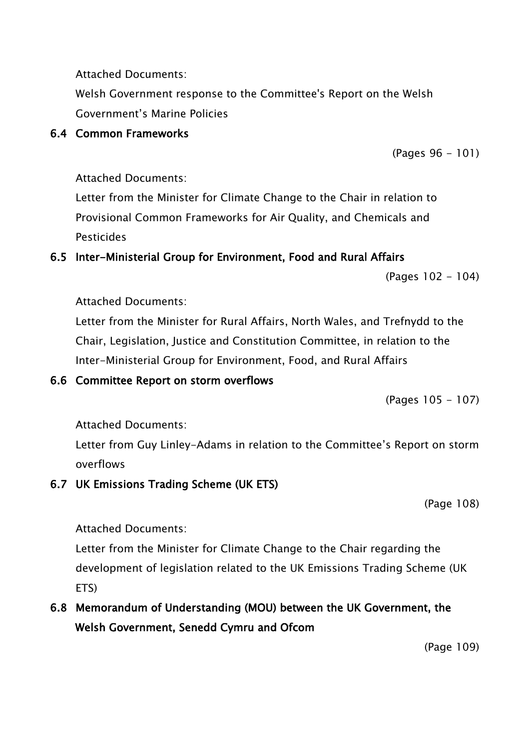Attached Documents:

Welsh Government response to the Committee's Report on the Welsh Government's Marine Policies

**6.4 Common Frameworks**

(Pages 96 - 101)

Attached Documents:

Letter from the Minister for Climate Change to the Chair in relation to Provisional Common Frameworks for Air Quality, and Chemicals and Pesticides

**6.5 Inter-Ministerial Group for Environment, Food and Rural Affairs**

(Pages 102 - 104)

Attached Documents:

Letter from the Minister for Rural Affairs, North Wales, and Trefnydd to the Chair, Legislation, Justice and Constitution Committee, in relation to the Inter-Ministerial Group for Environment, Food, and Rural Affairs

**6.6 Committee Report on storm overflows**

(Pages 105 - 107)

Attached Documents:

Letter from Guy Linley-Adams in relation to the Committee's Report on storm overflows

**6.7 UK Emissions Trading Scheme (UK ETS)**

(Page 108)

Attached Documents:

Letter from the Minister for Climate Change to the Chair regarding the development of legislation related to the UK Emissions Trading Scheme (UK ETS)

**6.8 Memorandum of Understanding (MOU) between the UK Government, the Welsh Government, Senedd Cymru and Ofcom**

(Page 109)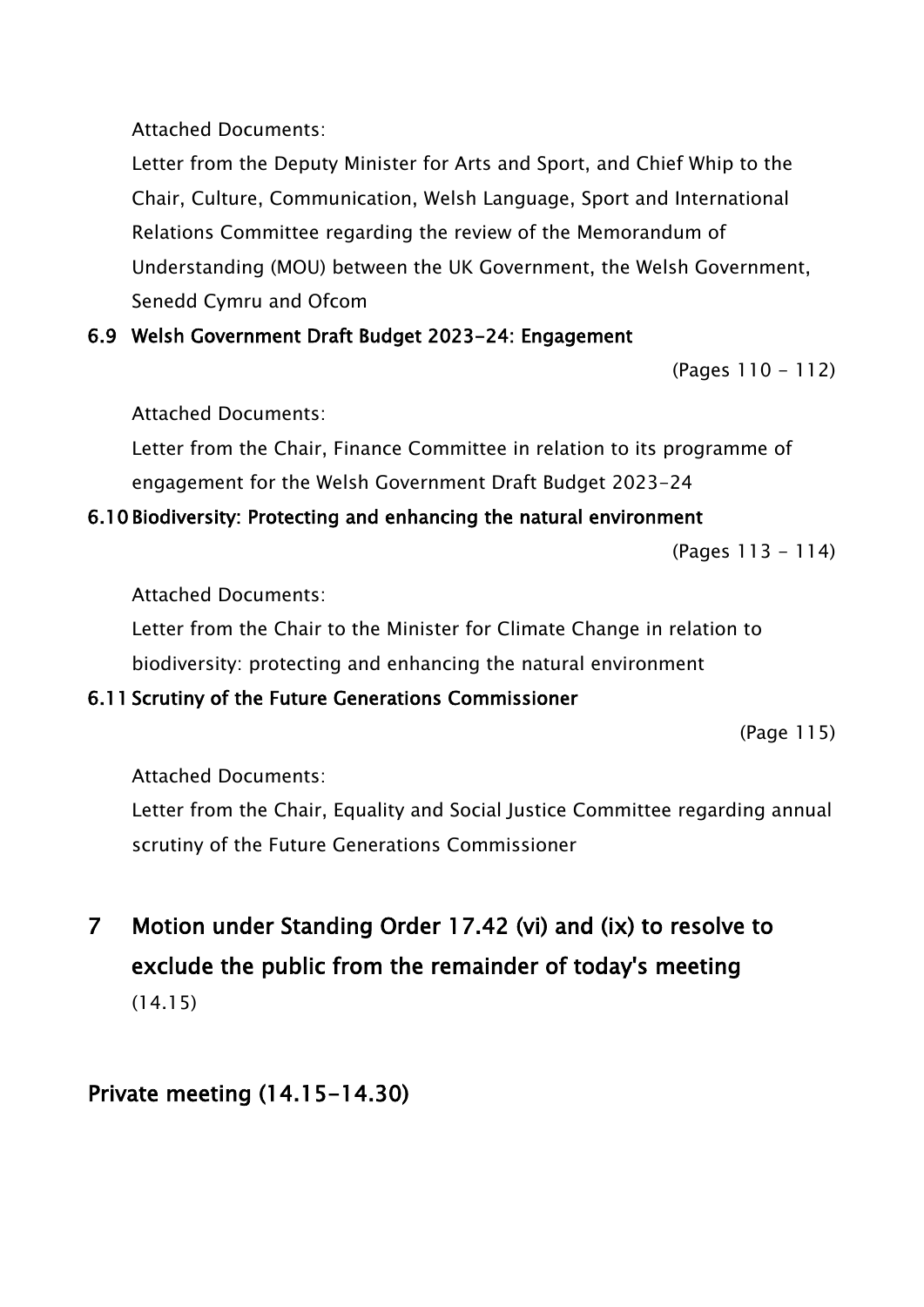Attached Documents:

Letter from the Deputy Minister for Arts and Sport, and Chief Whip to the Chair, Culture, Communication, Welsh Language, Sport and International Relations Committee regarding the review of the Memorandum of Understanding (MOU) between the UK Government, the Welsh Government, Senedd Cymru and Ofcom

### 6.9 Welsh Government Draft Budget 2023-24: Engagement

(Pages 110 - 112)

Attached Documents:

Letter from the Chair, Finance Committee in relation to its programme of engagement for the Welsh Government Draft Budget 2023-24

### 6.10 Biodiversity: Protecting and enhancing the natural environment

(Pages 113 - 114)

Attached Documents:

Letter from the Chair to the Minister for Climate Change in relation to biodiversity: protecting and enhancing the natural environment

### 6.11 Scrutiny of the Future Generations Commissioner

(Page 115)

Attached Documents:

Letter from the Chair, Equality and Social Justice Committee regarding annual scrutiny of the Future Generations Commissioner

## 7 Motion under Standing Order 17.42 (vi) and (ix) to resolve to exclude the public from the remainder of today's meeting

(14.15)

## Private meeting (14.15-14.30)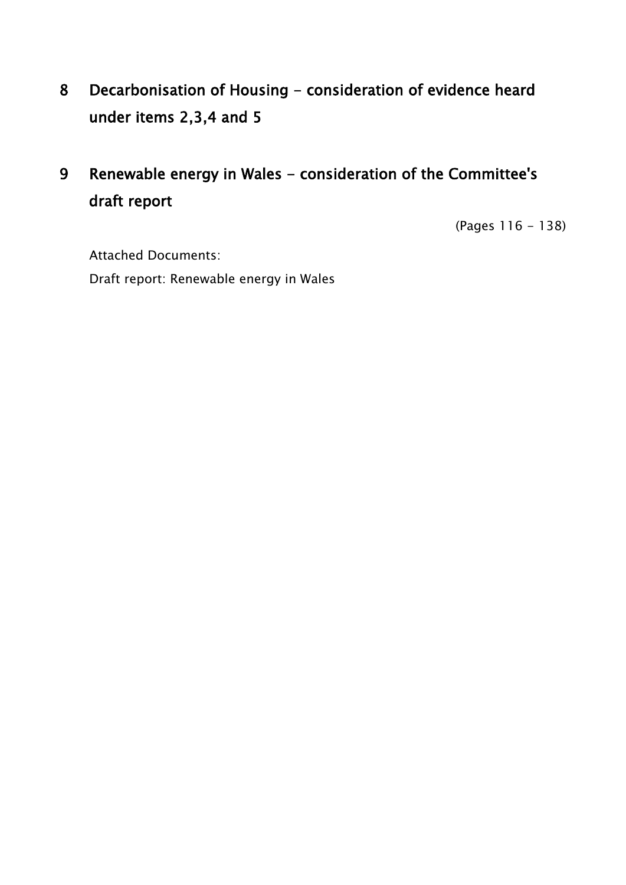## 8 Decarbonisation of Housing - consideration of evidence heard under items 2,3,4 and 5

## 9 Renewable energy in Wales - consideration of the Committee's draft report

(Pages 116 - 138)

Attached Documents:

Draft report: Renewable energy in Wales